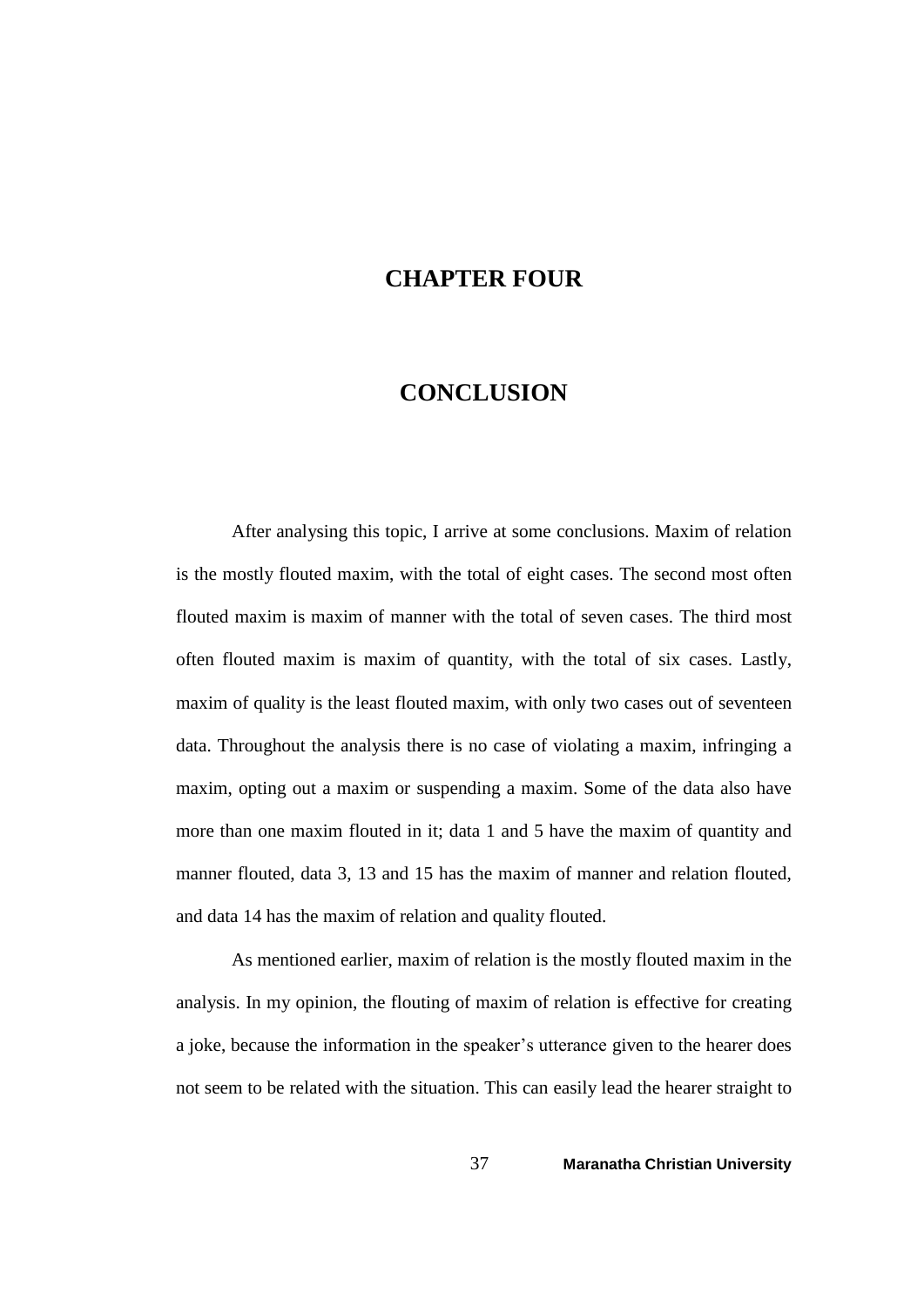# CHAPTER FOUR

# CONCLUSION

After analysing this topic, I arrive at some conclusions. Maxim of relation is the mostly flouted maxim, with the total of eight cases. The second most often flouted maxim is maxim of manner with the total of seven cases. The third most often flouted maxim is maxim of quantity, with the total of six cases. Lastly, maxim of quality is the least flouted maxim, with only two cases out of seventeen data. Throughout the analysis there is no case of violating a maxim, infringing a maxim, opting out a maxim or suspending a maxim. Some of the data also have more than one maxim flouted in it; data 1 and 5 have the maxim of quantity and manner flouted, data 3, 13 and 15 has the maxim of manner and relation flouted, and data 14 has the maxim of relation and quality flouted.

As mentioned earlier, maxim of relation is the mostly flouted maxim in the analysis. In my opinion, the flouting of maxim of relation is effective for creating a joke, because the information in the speaker's utterance given to the hearer does not seem to be related with the situation. This can easily lead the hearer straight to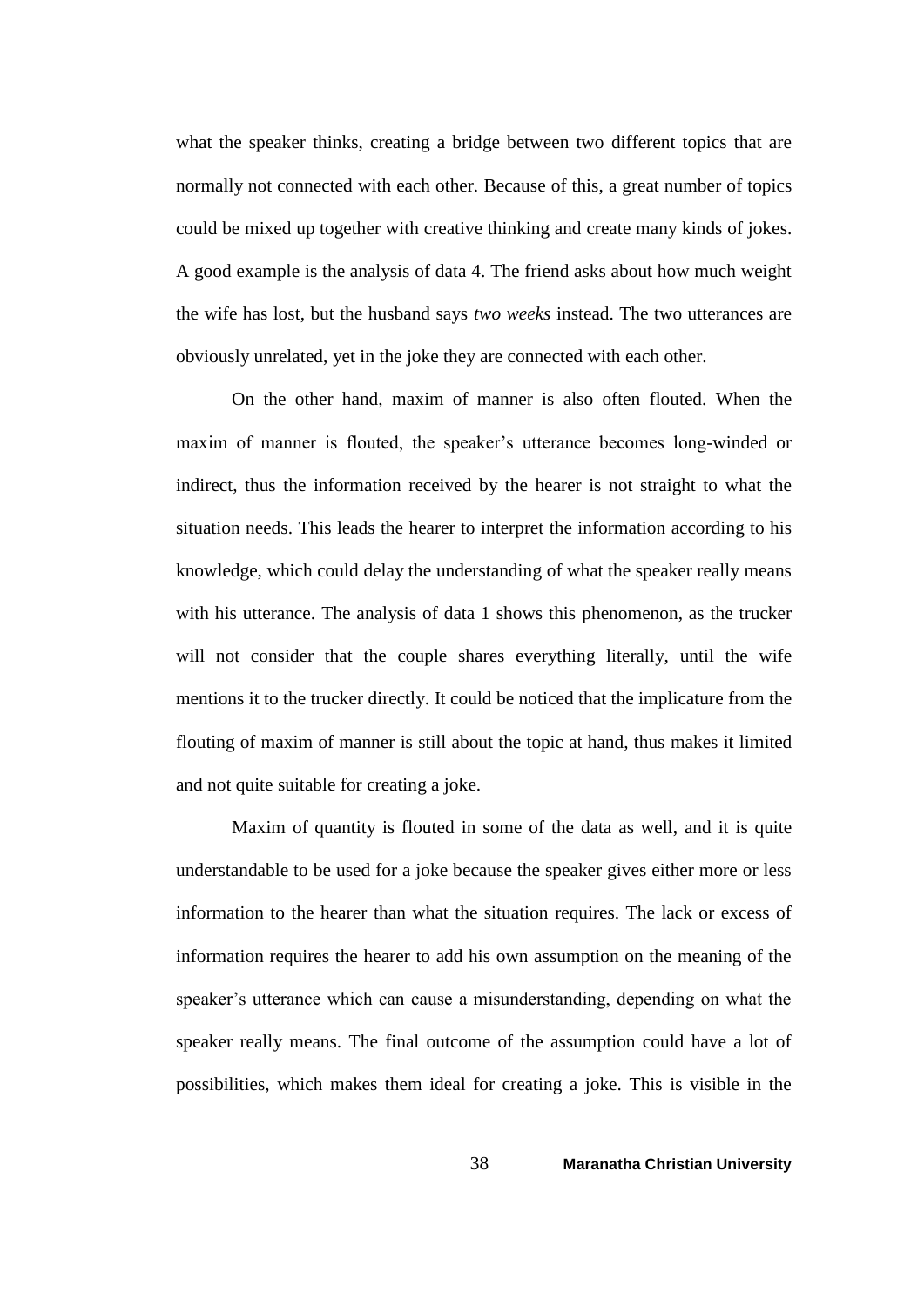what the speaker thinks, creating a bridge between two different topics that are normally not connected with each other. Because of this, a great number of topics could be mixed up together with creative thinking and create many kinds of jokes. A good example is the analysis of data 4. The friend asks about how much weight the wife has lost, but the husband says *two weeks* instead. The two utterances are obviously unrelated, yet in the joke they are connected with each other.

On the other hand, maxim of manner is also often flouted. When the maxim of manner is flouted, the speaker's utterance becomes long-winded or indirect, thus the information received by the hearer is not straight to what the situation needs. This leads the hearer to interpret the information according to his knowledge, which could delay the understanding of what the speaker really means with his utterance. The analysis of data 1 shows this phenomenon, as the trucker will not consider that the couple shares everything literally, until the wife mentions it to the trucker directly. It could be noticed that the implicature from the flouting of maxim of manner is still about the topic at hand, thus makes it limited and not quite suitable for creating a joke.

Maxim of quantity is flouted in some of the data as well, and it is quite understandable to be used for a joke because the speaker gives either more or less information to the hearer than what the situation requires. The lack or excess of information requires the hearer to add his own assumption on the meaning of the speaker's utterance which can cause a misunderstanding, depending on what the speaker really means. The final outcome of the assumption could have a lot of possibilities, which makes them ideal for creating a joke. This is visible in the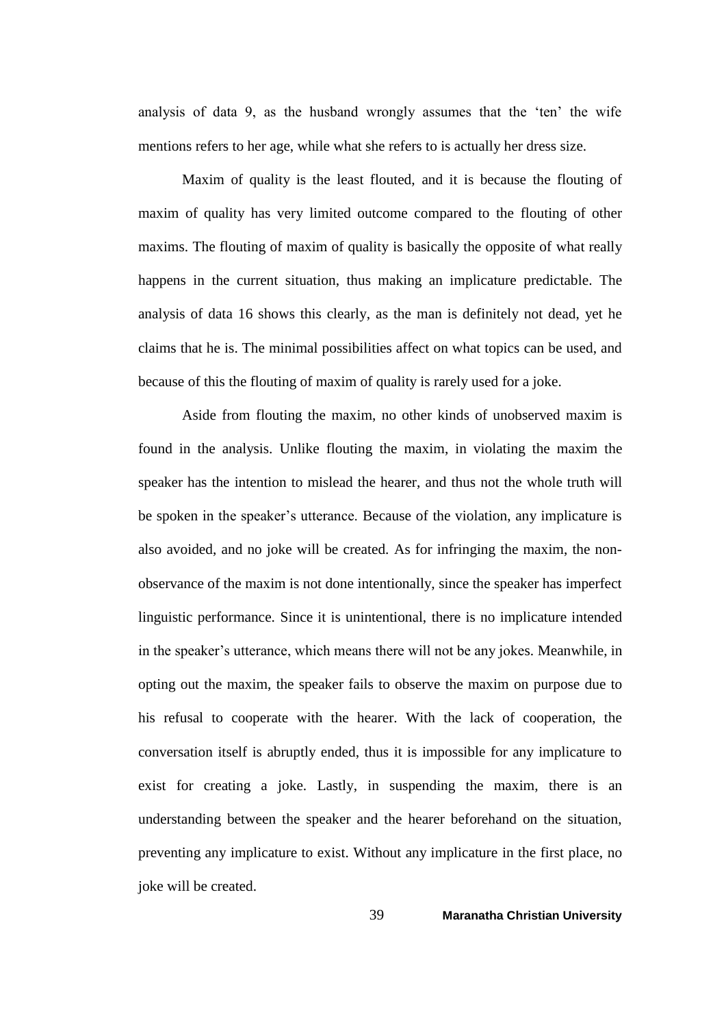analysis of data 9, as the husband wrongly assumes that the 'ten' the wife mentions refers to her age, while what she refers to is actually her dress size.

Maxim of quality is the least flouted, and it is because the flouting of maxim of quality has very limited outcome compared to the flouting of other maxims. The flouting of maxim of quality is basically the opposite of what really happens in the current situation, thus making an implicature predictable. The analysis of data 16 shows this clearly, as the man is definitely not dead, yet he claims that he is. The minimal possibilities affect on what topics can be used, and because of this the flouting of maxim of quality is rarely used for a joke.

Aside from flouting the maxim, no other kinds of unobserved maxim is found in the analysis. Unlike flouting the maxim, in violating the maxim the speaker has the intention to mislead the hearer, and thus not the whole truth will be spoken in the speaker's utterance. Because of the violation, any implicature is also avoided, and no joke will be created. As for infringing the maxim, the non-observance of the maxim is not done intentionally, since the speaker has imperfect linguistic performance. Since it is unintentional, there is no implicature intended in the speaker's utterance, which means there will not be any jokes. Meanwhile, in opting out the maxim, the speaker fails to observe the maxim on purpose due to his refusal to cooperate with the hearer. With the lack of cooperation, the conversation itself is abruptly ended, thus it is impossible for any implicature to exist for creating a joke. Lastly, in suspending the maxim, there is an understanding between the speaker and the hearer beforehand on the situation, preventing any implicature to exist. Without any implicature in the first place, no joke will be created.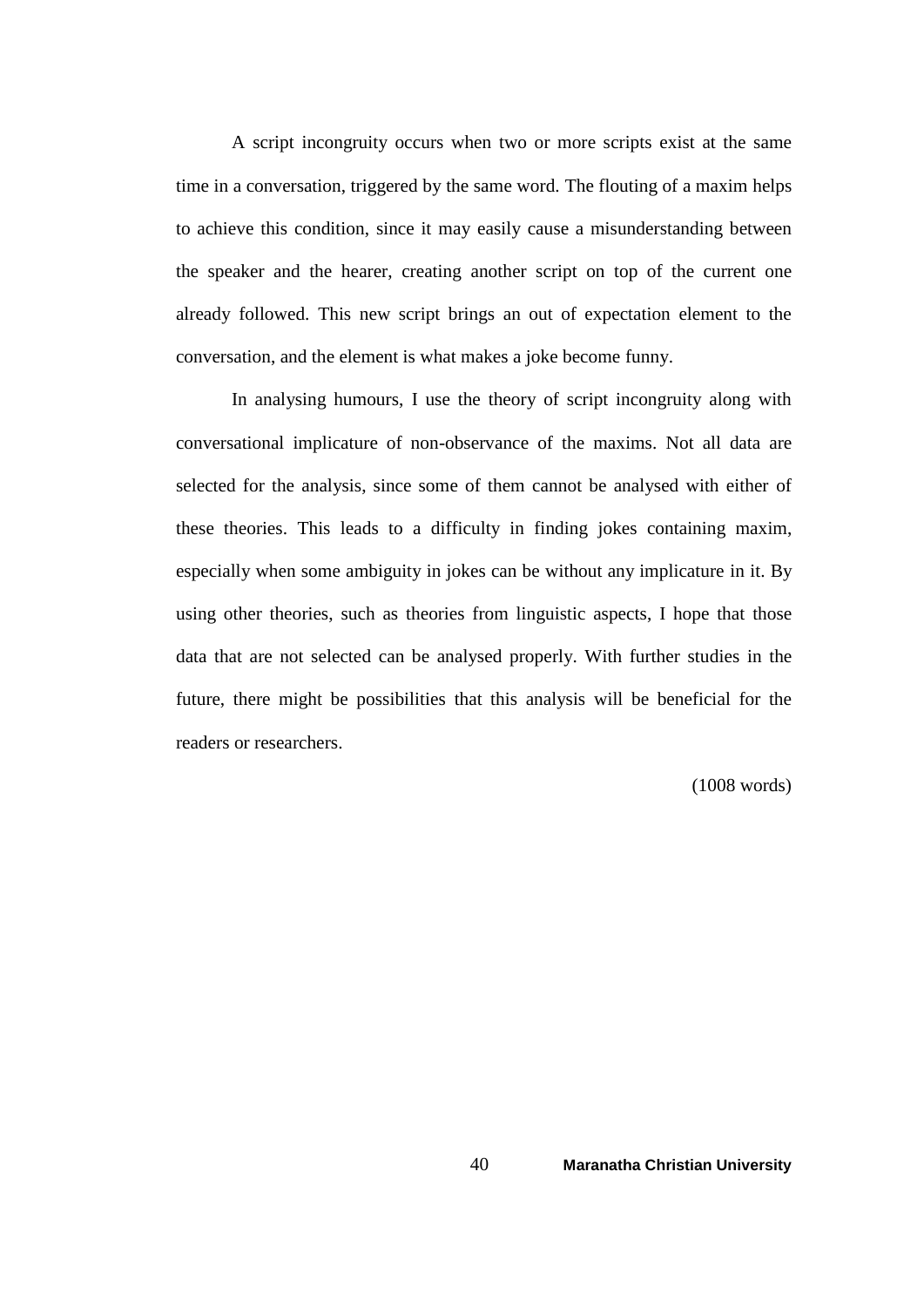A script incongruity occurs when two or more scripts exist at the same time in a conversation, triggered by the same word. The flouting of a maxim helps to achieve this condition, since it may easily cause a misunderstanding between the speaker and the hearer, creating another script on top of the current one already followed. This new script brings an out of expectation element to the conversation, and the element is what makes a joke become funny.

In analysing humours, I use the theory of script incongruity along with conversational implicature of non-observance of the maxims. Not all data are selected for the analysis, since some of them cannot be analysed with either of these theories. This leads to a difficulty in finding jokes containing maxim, especially when some ambiguity in jokes can be without any implicature in it. By using other theories, such as theories from linguistic aspects, I hope that those data that are not selected can be analysed properly. With further studies in the future, there might be possibilities that this analysis will be beneficial for the readers or researchers.

(1008 words)